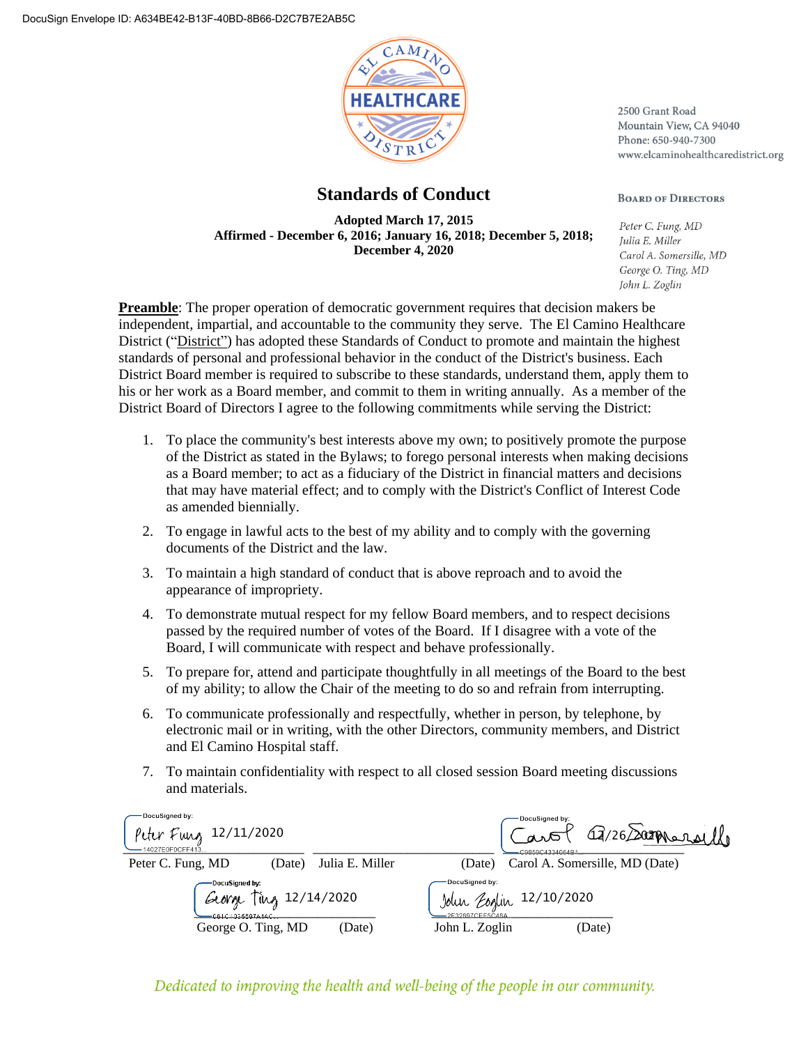DocuSign Envelope ID: A634BE42-B13F-40BD-8B66-D2C7B7E2AB5C

EL CAMINO HEALTHCARE DISTRICT

2500 Grant Road
Mountain View, CA 94040
Phone: 650-940-7300
www.elcaminohealthcaredistrict.org

**Board of Directors**

*Peter C. Fung, MD*
*Julia E. Miller*
*Carol A. Somersille, MD*
*George O. Ting, MD*
*John L. Zoglin*

# Standards of Conduct

**Adopted March 17, 2015**
**Affirmed - December 6, 2016; January 16, 2018; December 5, 2018; December 4, 2020**

**Preamble**: The proper operation of democratic government requires that decision makers be independent, impartial, and accountable to the community they serve. The El Camino Healthcare District ("District") has adopted these Standards of Conduct to promote and maintain the highest standards of personal and professional behavior in the conduct of the District's business. Each District Board member is required to subscribe to these standards, understand them, apply them to his or her work as a Board member, and commit to them in writing annually. As a member of the District Board of Directors I agree to the following commitments while serving the District:

1. To place the community's best interests above my own; to positively promote the purpose of the District as stated in the Bylaws; to forego personal interests when making decisions as a Board member; to act as a fiduciary of the District in financial matters and decisions that may have material effect; and to comply with the District's Conflict of Interest Code as amended biennially.
2. To engage in lawful acts to the best of my ability and to comply with the governing documents of the District and the law.
3. To maintain a high standard of conduct that is above reproach and to avoid the appearance of impropriety.
4. To demonstrate mutual respect for my fellow Board members, and to respect decisions passed by the required number of votes of the Board. If I disagree with a vote of the Board, I will communicate with respect and behave professionally.
5. To prepare for, attend and participate thoughtfully in all meetings of the Board to the best of my ability; to allow the Chair of the meeting to do so and refrain from interrupting.
6. To communicate professionally and respectfully, whether in person, by telephone, by electronic mail or in writing, with the other Directors, community members, and District and El Camino Hospital staff.
7. To maintain confidentiality with respect to all closed session Board meeting discussions and materials.

DocuSigned by: Peter Fung 12/11/2020
14027E0F0CFF413...
Peter C. Fung, MD (Date)

Julia E. Miller (Date)

DocuSigned by: Carol Somersille 12/26/2020
C9859C4334064B1...
Carol A. Somersille, MD (Date)

DocuSigned by: George Ting 12/14/2020
C61C...
George O. Ting, MD (Date)

DocuSigned by: John Zoglin 12/10/2020
2E32897CEE5C48A...
John L. Zoglin (Date)

*Dedicated to improving the health and well-being of the people in our community.*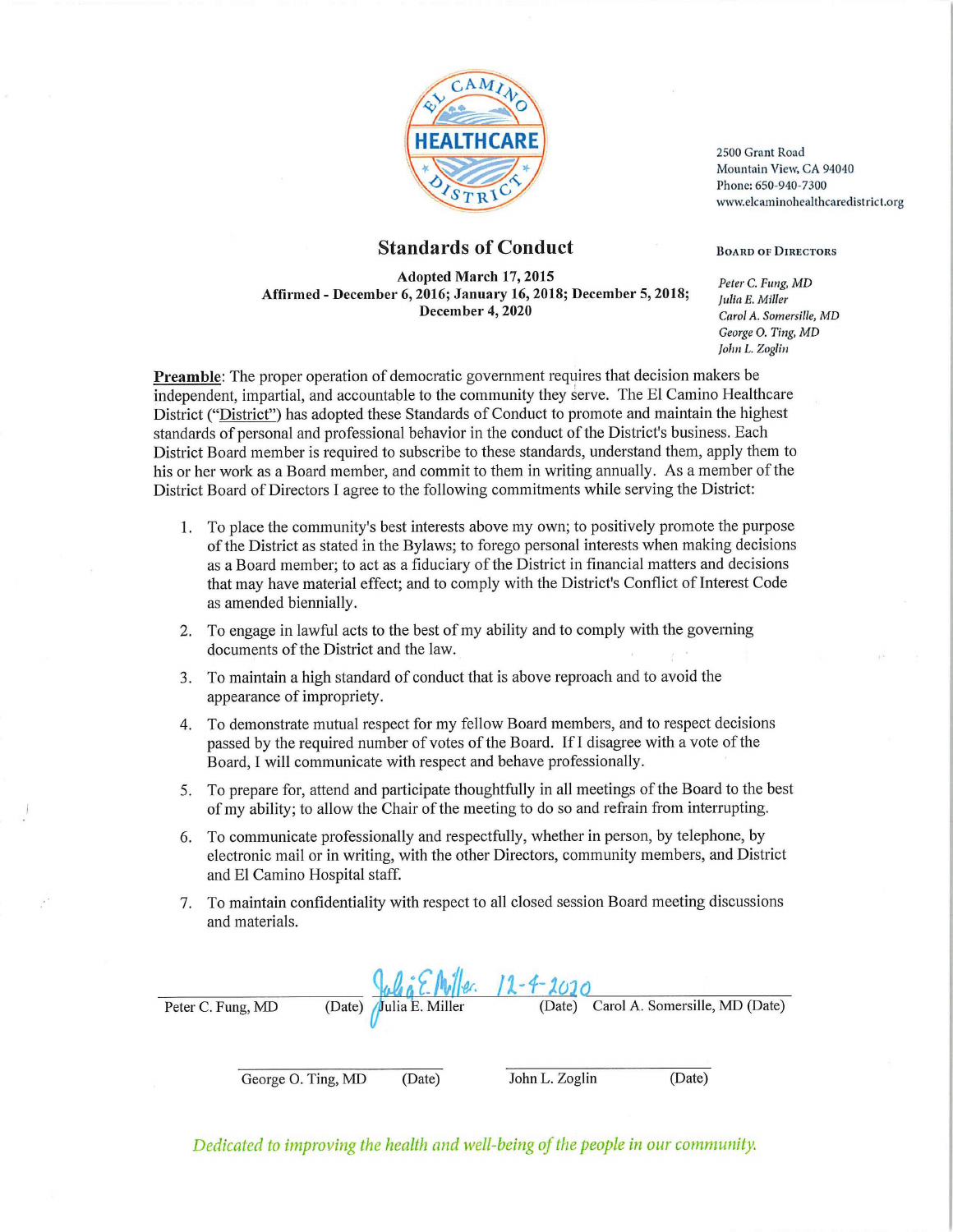EL CAMINO HEALTHCARE DISTRICT

2500 Grant Road
Mountain View, CA 94040
Phone: 650-940-7300
www.elcaminohealthcaredistrict.org

**Board of Directors**

*Peter C. Fung, MD*
*Julia E. Miller*
*Carol A. Somersille, MD*
*George O. Ting, MD*
*John L. Zoglin*

# Standards of Conduct

**Adopted March 17, 2015**
**Affirmed - December 6, 2016; January 16, 2018; December 5, 2018; December 4, 2020**

**Preamble**: The proper operation of democratic government requires that decision makers be independent, impartial, and accountable to the community they serve. The El Camino Healthcare District ("District") has adopted these Standards of Conduct to promote and maintain the highest standards of personal and professional behavior in the conduct of the District's business. Each District Board member is required to subscribe to these standards, understand them, apply them to his or her work as a Board member, and commit to them in writing annually. As a member of the District Board of Directors I agree to the following commitments while serving the District:

1. To place the community's best interests above my own; to positively promote the purpose of the District as stated in the Bylaws; to forego personal interests when making decisions as a Board member; to act as a fiduciary of the District in financial matters and decisions that may have material effect; and to comply with the District's Conflict of Interest Code as amended biennially.
2. To engage in lawful acts to the best of my ability and to comply with the governing documents of the District and the law.
3. To maintain a high standard of conduct that is above reproach and to avoid the appearance of impropriety.
4. To demonstrate mutual respect for my fellow Board members, and to respect decisions passed by the required number of votes of the Board. If I disagree with a vote of the Board, I will communicate with respect and behave professionally.
5. To prepare for, attend and participate thoughtfully in all meetings of the Board to the best of my ability; to allow the Chair of the meeting to do so and refrain from interrupting.
6. To communicate professionally and respectfully, whether in person, by telephone, by electronic mail or in writing, with the other Directors, community members, and District and El Camino Hospital staff.
7. To maintain confidentiality with respect to all closed session Board meeting discussions and materials.

| | | |
|---|---|---|
| Peter C. Fung, MD (Date) | Julia E. Miller (Date) — *[signed]* 12-4-2020 | Carol A. Somersille, MD (Date) |
| George O. Ting, MD (Date) | John L. Zoglin (Date) | |

*Dedicated to improving the health and well-being of the people in our community.*